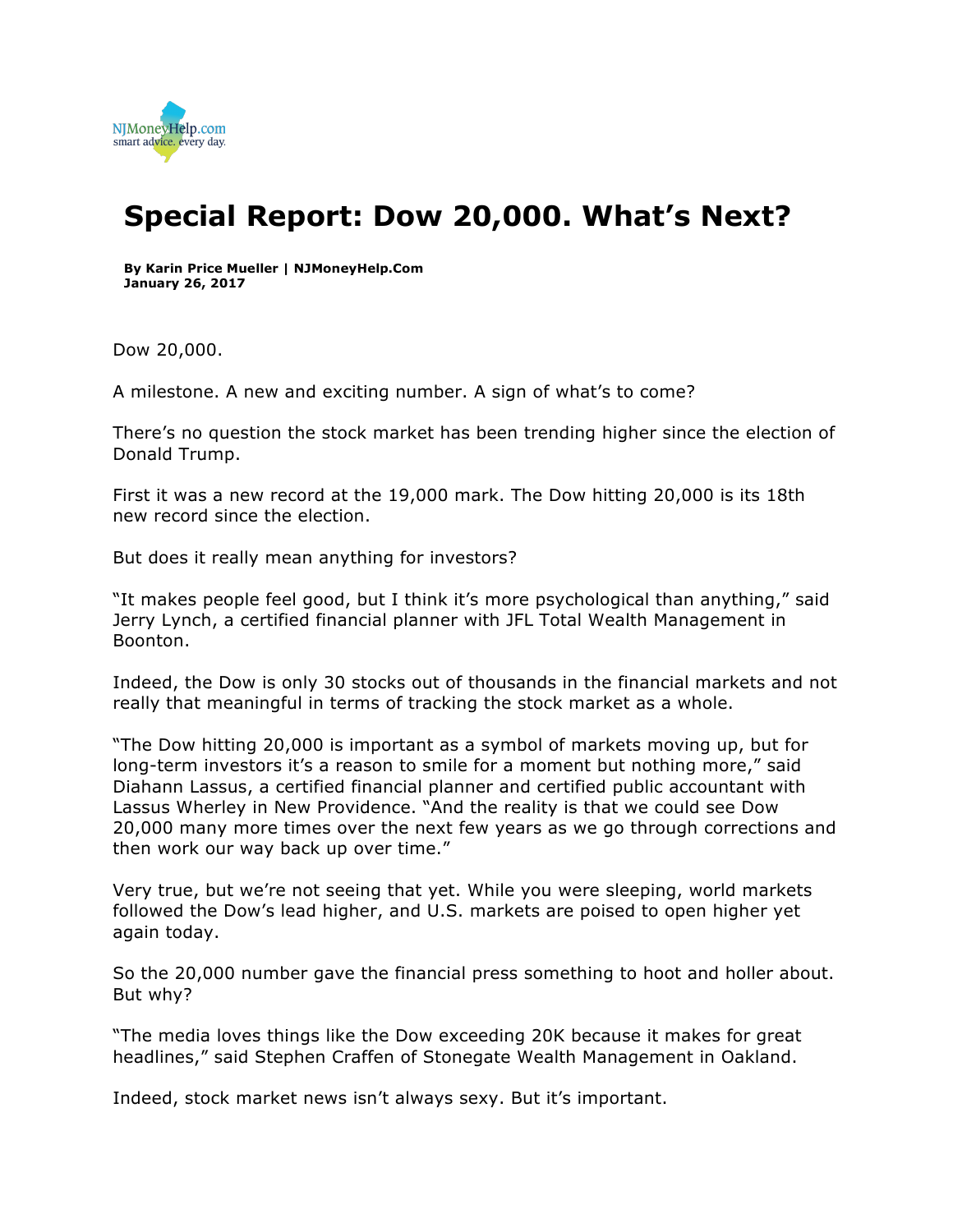NJMoneyHelp.com
smart advice. every day.

# Special Report: Dow 20,000. What's Next?

**By Karin Price Mueller | NJMoneyHelp.Com**
**January 26, 2017**

Dow 20,000.

A milestone. A new and exciting number. A sign of what's to come?

There's no question the stock market has been trending higher since the election of Donald Trump.

First it was a new record at the 19,000 mark. The Dow hitting 20,000 is its 18th new record since the election.

But does it really mean anything for investors?

"It makes people feel good, but I think it's more psychological than anything," said Jerry Lynch, a certified financial planner with JFL Total Wealth Management in Boonton.

Indeed, the Dow is only 30 stocks out of thousands in the financial markets and not really that meaningful in terms of tracking the stock market as a whole.

"The Dow hitting 20,000 is important as a symbol of markets moving up, but for long-term investors it's a reason to smile for a moment but nothing more," said Diahann Lassus, a certified financial planner and certified public accountant with Lassus Wherley in New Providence. "And the reality is that we could see Dow 20,000 many more times over the next few years as we go through corrections and then work our way back up over time."

Very true, but we're not seeing that yet. While you were sleeping, world markets followed the Dow's lead higher, and U.S. markets are poised to open higher yet again today.

So the 20,000 number gave the financial press something to hoot and holler about. But why?

"The media loves things like the Dow exceeding 20K because it makes for great headlines," said Stephen Craffen of Stonegate Wealth Management in Oakland.

Indeed, stock market news isn't always sexy. But it's important.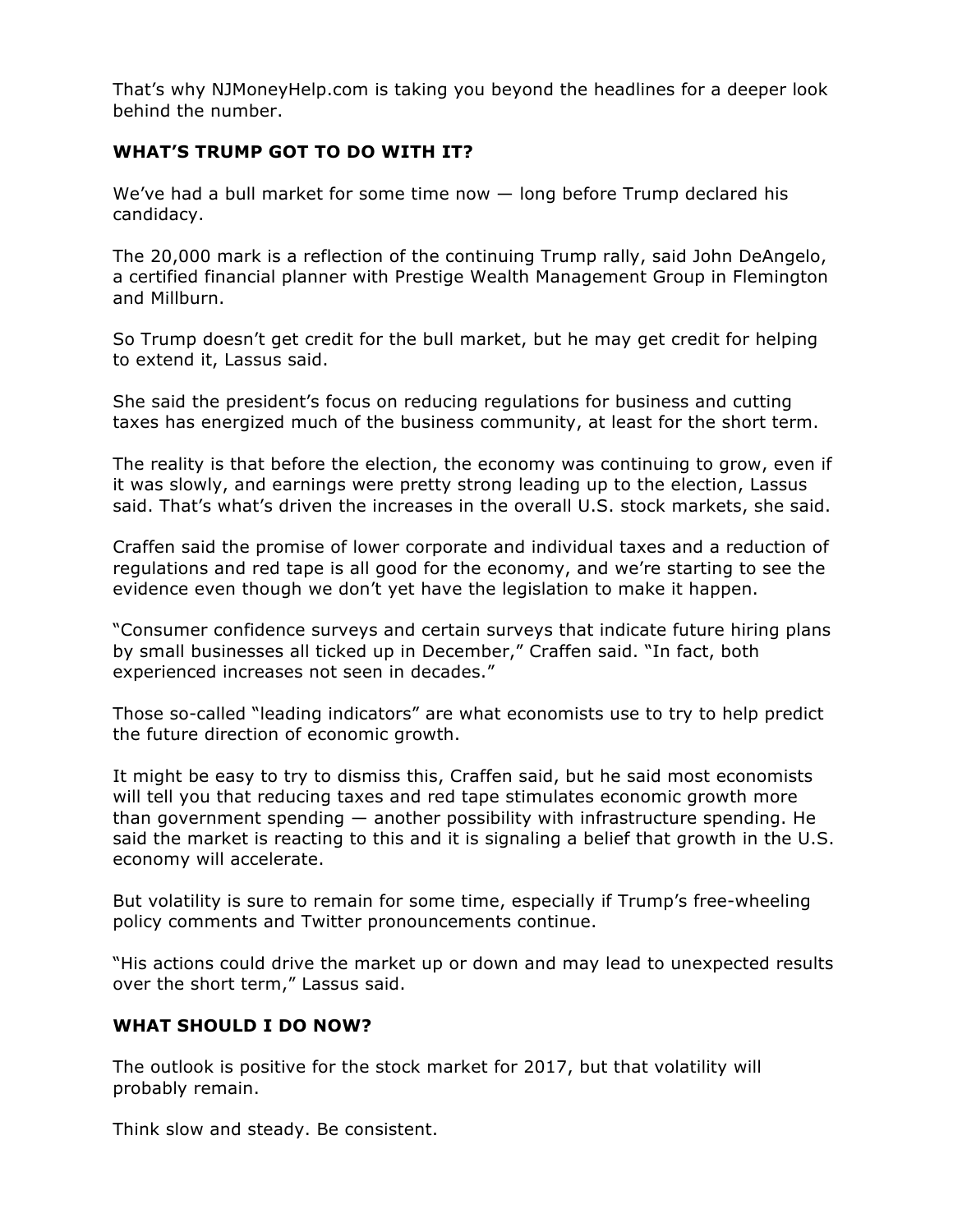That's why NJMoneyHelp.com is taking you beyond the headlines for a deeper look behind the number.

**WHAT'S TRUMP GOT TO DO WITH IT?**

We've had a bull market for some time now — long before Trump declared his candidacy.

The 20,000 mark is a reflection of the continuing Trump rally, said John DeAngelo, a certified financial planner with Prestige Wealth Management Group in Flemington and Millburn.

So Trump doesn't get credit for the bull market, but he may get credit for helping to extend it, Lassus said.

She said the president's focus on reducing regulations for business and cutting taxes has energized much of the business community, at least for the short term.

The reality is that before the election, the economy was continuing to grow, even if it was slowly, and earnings were pretty strong leading up to the election, Lassus said. That's what's driven the increases in the overall U.S. stock markets, she said.

Craffen said the promise of lower corporate and individual taxes and a reduction of regulations and red tape is all good for the economy, and we're starting to see the evidence even though we don't yet have the legislation to make it happen.

"Consumer confidence surveys and certain surveys that indicate future hiring plans by small businesses all ticked up in December," Craffen said. "In fact, both experienced increases not seen in decades."

Those so-called "leading indicators" are what economists use to try to help predict the future direction of economic growth.

It might be easy to try to dismiss this, Craffen said, but he said most economists will tell you that reducing taxes and red tape stimulates economic growth more than government spending — another possibility with infrastructure spending. He said the market is reacting to this and it is signaling a belief that growth in the U.S. economy will accelerate.

But volatility is sure to remain for some time, especially if Trump's free-wheeling policy comments and Twitter pronouncements continue.

"His actions could drive the market up or down and may lead to unexpected results over the short term," Lassus said.

**WHAT SHOULD I DO NOW?**

The outlook is positive for the stock market for 2017, but that volatility will probably remain.

Think slow and steady. Be consistent.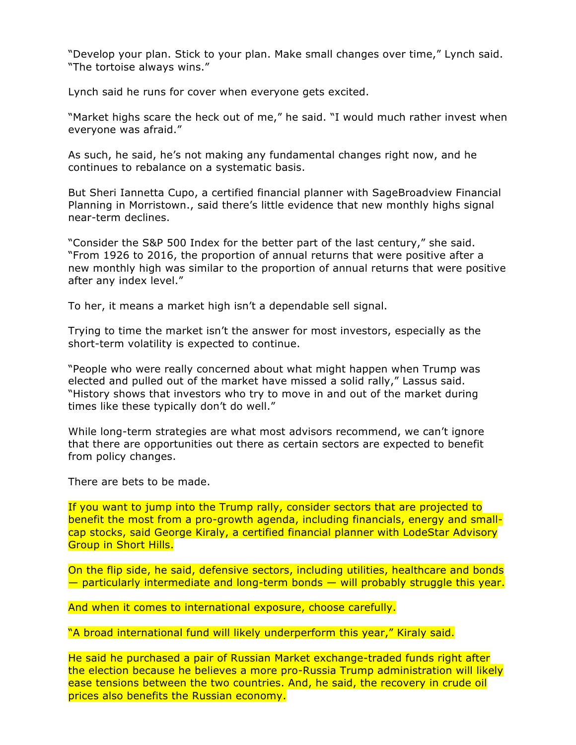"Develop your plan. Stick to your plan. Make small changes over time," Lynch said. "The tortoise always wins."

Lynch said he runs for cover when everyone gets excited.

"Market highs scare the heck out of me," he said. "I would much rather invest when everyone was afraid."

As such, he said, he's not making any fundamental changes right now, and he continues to rebalance on a systematic basis.

But Sheri Iannetta Cupo, a certified financial planner with SageBroadview Financial Planning in Morristown., said there's little evidence that new monthly highs signal near-term declines.

"Consider the S&P 500 Index for the better part of the last century," she said. "From 1926 to 2016, the proportion of annual returns that were positive after a new monthly high was similar to the proportion of annual returns that were positive after any index level."

To her, it means a market high isn't a dependable sell signal.

Trying to time the market isn't the answer for most investors, especially as the short-term volatility is expected to continue.

"People who were really concerned about what might happen when Trump was elected and pulled out of the market have missed a solid rally," Lassus said. "History shows that investors who try to move in and out of the market during times like these typically don't do well."

While long-term strategies are what most advisors recommend, we can't ignore that there are opportunities out there as certain sectors are expected to benefit from policy changes.

There are bets to be made.

If you want to jump into the Trump rally, consider sectors that are projected to benefit the most from a pro-growth agenda, including financials, energy and small-cap stocks, said George Kiraly, a certified financial planner with LodeStar Advisory Group in Short Hills.

On the flip side, he said, defensive sectors, including utilities, healthcare and bonds — particularly intermediate and long-term bonds — will probably struggle this year.

And when it comes to international exposure, choose carefully.

"A broad international fund will likely underperform this year," Kiraly said.

He said he purchased a pair of Russian Market exchange-traded funds right after the election because he believes a more pro-Russia Trump administration will likely ease tensions between the two countries. And, he said, the recovery in crude oil prices also benefits the Russian economy.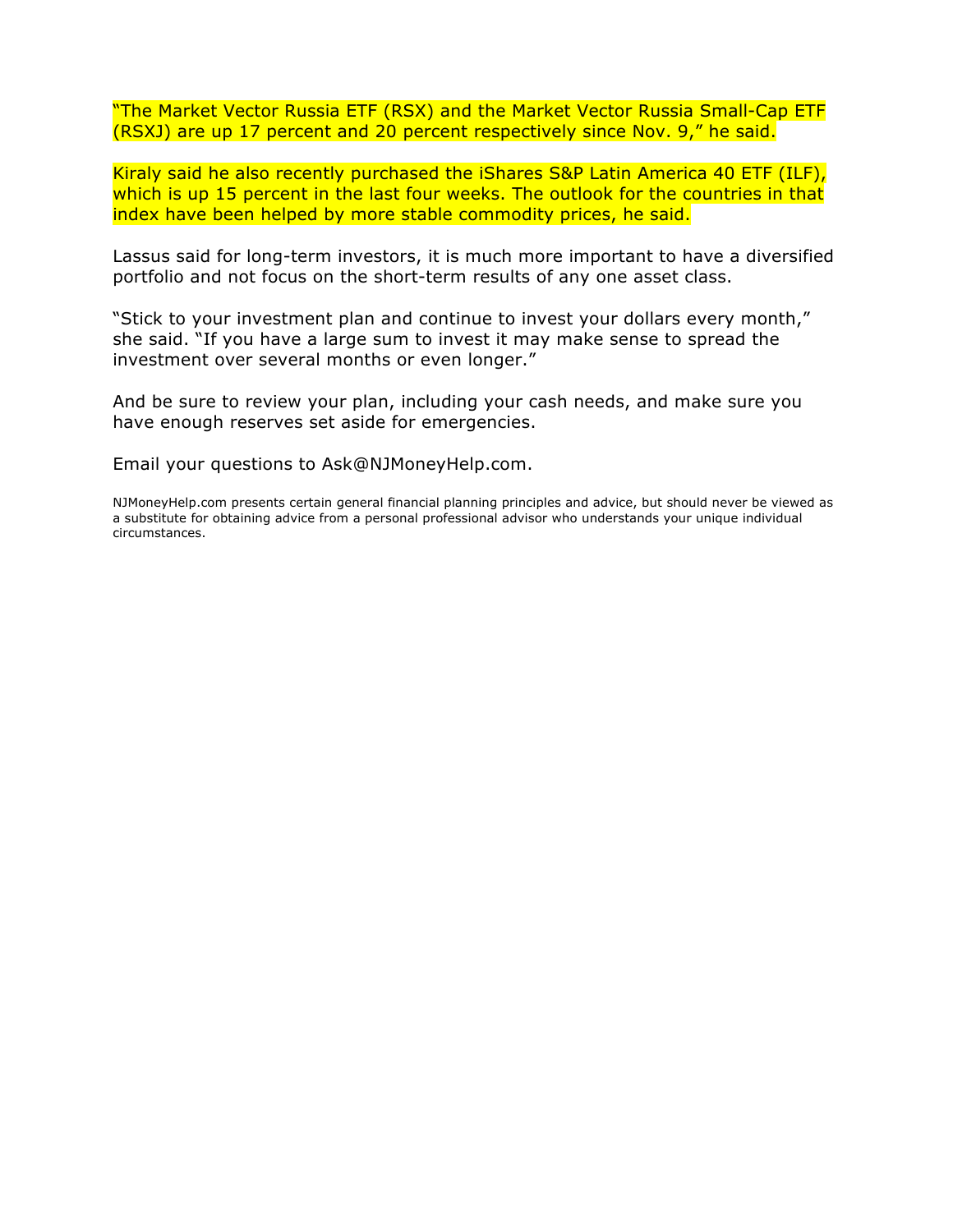"The Market Vector Russia ETF (RSX) and the Market Vector Russia Small-Cap ETF (RSXJ) are up 17 percent and 20 percent respectively since Nov. 9," he said.

Kiraly said he also recently purchased the iShares S&P Latin America 40 ETF (ILF), which is up 15 percent in the last four weeks. The outlook for the countries in that index have been helped by more stable commodity prices, he said.

Lassus said for long-term investors, it is much more important to have a diversified portfolio and not focus on the short-term results of any one asset class.

"Stick to your investment plan and continue to invest your dollars every month," she said. "If you have a large sum to invest it may make sense to spread the investment over several months or even longer."

And be sure to review your plan, including your cash needs, and make sure you have enough reserves set aside for emergencies.

Email your questions to Ask@NJMoneyHelp.com.

NJMoneyHelp.com presents certain general financial planning principles and advice, but should never be viewed as a substitute for obtaining advice from a personal professional advisor who understands your unique individual circumstances.